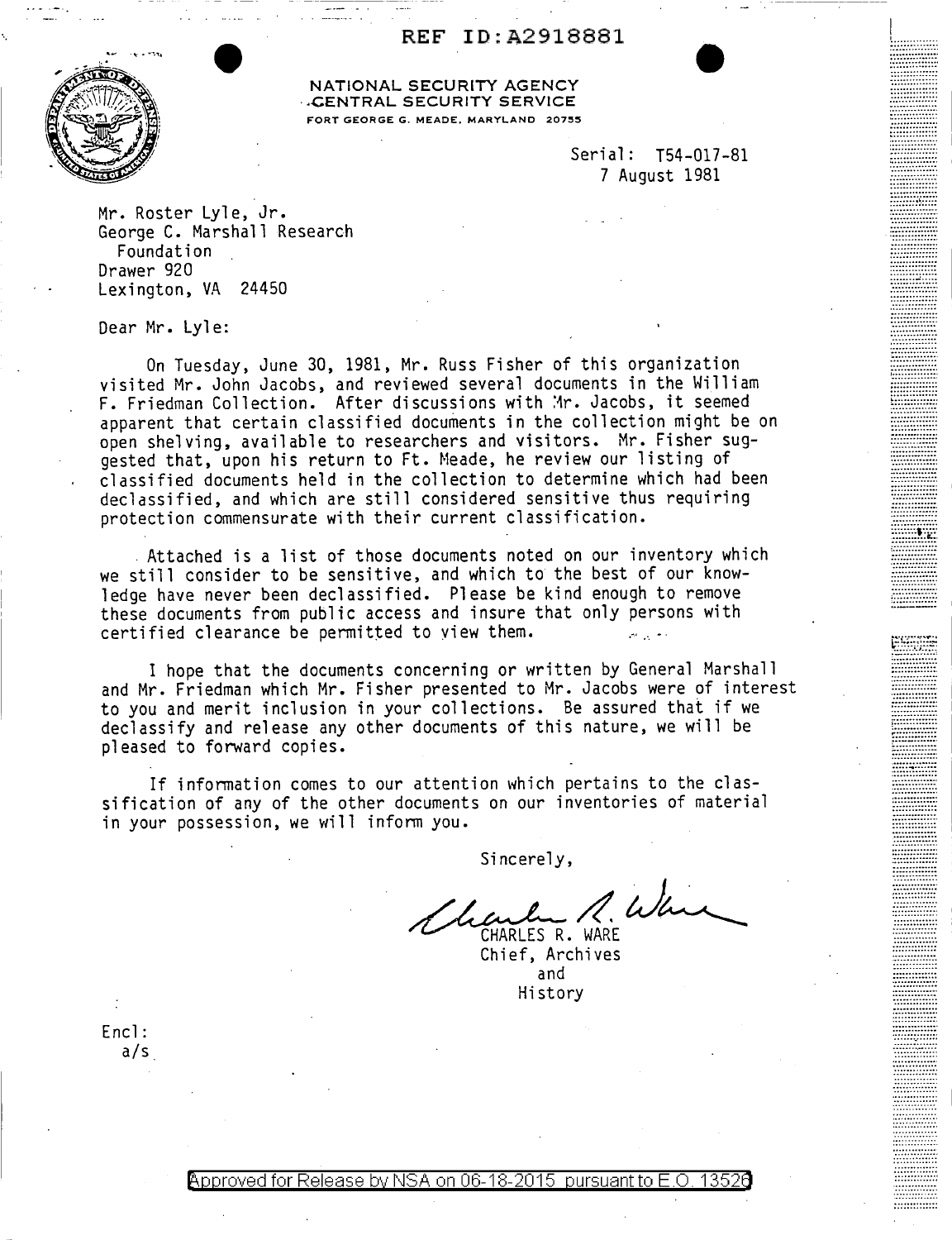REF ID:A2918881

NATIONAL SECURITY AGENCY
CENTRAL SECURITY SERVICE
FORT GEORGE G. MEADE, MARYLAND 20755

Serial: T54-017-81
7 August 1981

Mr. Roster Lyle, Jr.
George C. Marshall Research
Foundation
Drawer 920
Lexington, VA 24450

Dear Mr. Lyle:

On Tuesday, June 30, 1981, Mr. Russ Fisher of this organization visited Mr. John Jacobs, and reviewed several documents in the William F. Friedman Collection. After discussions with Mr. Jacobs, it seemed apparent that certain classified documents in the collection might be on open shelving, available to researchers and visitors. Mr. Fisher suggested that, upon his return to Ft. Meade, he review our listing of classified documents held in the collection to determine which had been declassified, and which are still considered sensitive thus requiring protection commensurate with their current classification.

Attached is a list of those documents noted on our inventory which we still consider to be sensitive, and which to the best of our knowledge have never been declassified. Please be kind enough to remove these documents from public access and insure that only persons with certified clearance be permitted to view them.

I hope that the documents concerning or written by General Marshall and Mr. Friedman which Mr. Fisher presented to Mr. Jacobs were of interest to you and merit inclusion in your collections. Be assured that if we declassify and release any other documents of this nature, we will be pleased to forward copies.

If information comes to our attention which pertains to the classification of any of the other documents on our inventories of material in your possession, we will inform you.

Sincerely,

CHARLES R. WARE
Chief, Archives
and
History

Encl:
a/s

Approved for Release by NSA on 06-18-2015 pursuant to E.O. 13526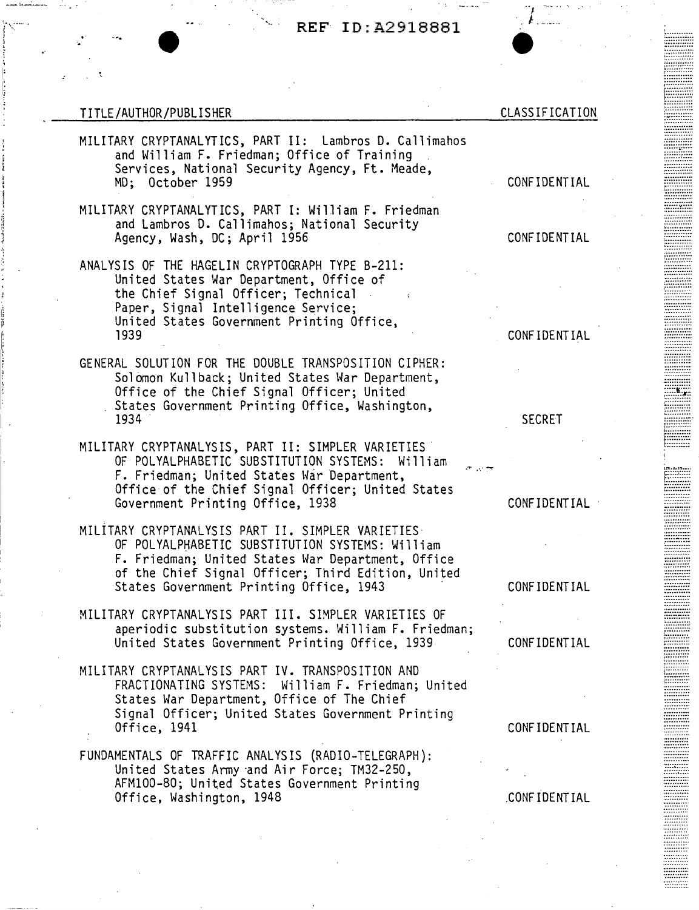REF ID:A2918881

| TITLE/AUTHOR/PUBLISHER | CLASSIFICATION |
|---|---|
| MILITARY CRYPTANALYTICS, PART II: Lambros D. Callimahos and William F. Friedman; Office of Training Services, National Security Agency, Ft. Meade, MD; October 1959 | CONFIDENTIAL |
| MILITARY CRYPTANALYTICS, PART I: William F. Friedman and Lambros D. Callimahos; National Security Agency, Wash, DC; April 1956 | CONFIDENTIAL |
| ANALYSIS OF THE HAGELIN CRYPTOGRAPH TYPE B-211: United States War Department, Office of the Chief Signal Officer; Technical Paper, Signal Intelligence Service; United States Government Printing Office, 1939 | CONFIDENTIAL |
| GENERAL SOLUTION FOR THE DOUBLE TRANSPOSITION CIPHER: Solomon Kullback; United States War Department, Office of the Chief Signal Officer; United States Government Printing Office, Washington, 1934 | SECRET |
| MILITARY CRYPTANALYSIS, PART II: SIMPLER VARIETIES OF POLYALPHABETIC SUBSTITUTION SYSTEMS: William F. Friedman; United States War Department, Office of the Chief Signal Officer; United States Government Printing Office, 1938 | CONFIDENTIAL |
| MILITARY CRYPTANALYSIS PART II. SIMPLER VARIETIES OF POLYALPHABETIC SUBSTITUTION SYSTEMS: William F. Friedman; United States War Department, Office of the Chief Signal Officer; Third Edition, United States Government Printing Office, 1943 | CONFIDENTIAL |
| MILITARY CRYPTANALYSIS PART III. SIMPLER VARIETIES OF aperiodic substitution systems. William F. Friedman; United States Government Printing Office, 1939 | CONFIDENTIAL |
| MILITARY CRYPTANALYSIS PART IV. TRANSPOSITION AND FRACTIONATING SYSTEMS: William F. Friedman; United States War Department, Office of The Chief Signal Officer; United States Government Printing Office, 1941 | CONFIDENTIAL |
| FUNDAMENTALS OF TRAFFIC ANALYSIS (RADIO-TELEGRAPH): United States Army and Air Force; TM32-250, AFM100-80; United States Government Printing Office, Washington, 1948 | CONFIDENTIAL |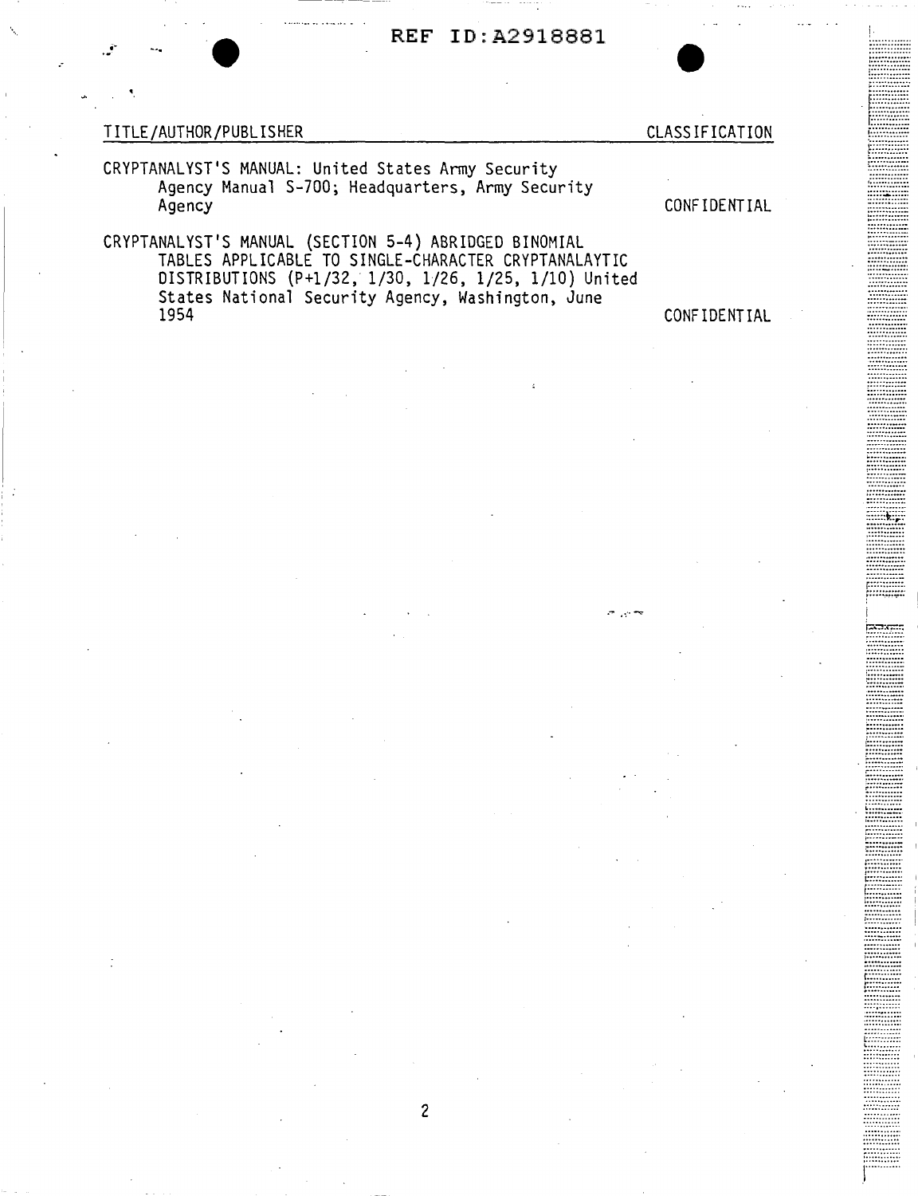| TITLE/AUTHOR/PUBLISHER | CLASSIFICATION |
| --- | --- |
| CRYPTANALYST'S MANUAL: United States Army Security Agency Manual S-700; Headquarters, Army Security Agency | CONFIDENTIAL |
| CRYPTANALYST'S MANUAL (SECTION 5-4) ABRIDGED BINOMIAL TABLES APPLICABLE TO SINGLE-CHARACTER CRYPTANALAYTIC DISTRIBUTIONS (P+1/32, 1/30, 1/26, 1/25, 1/10) United States National Security Agency, Washington, June 1954 | CONFIDENTIAL |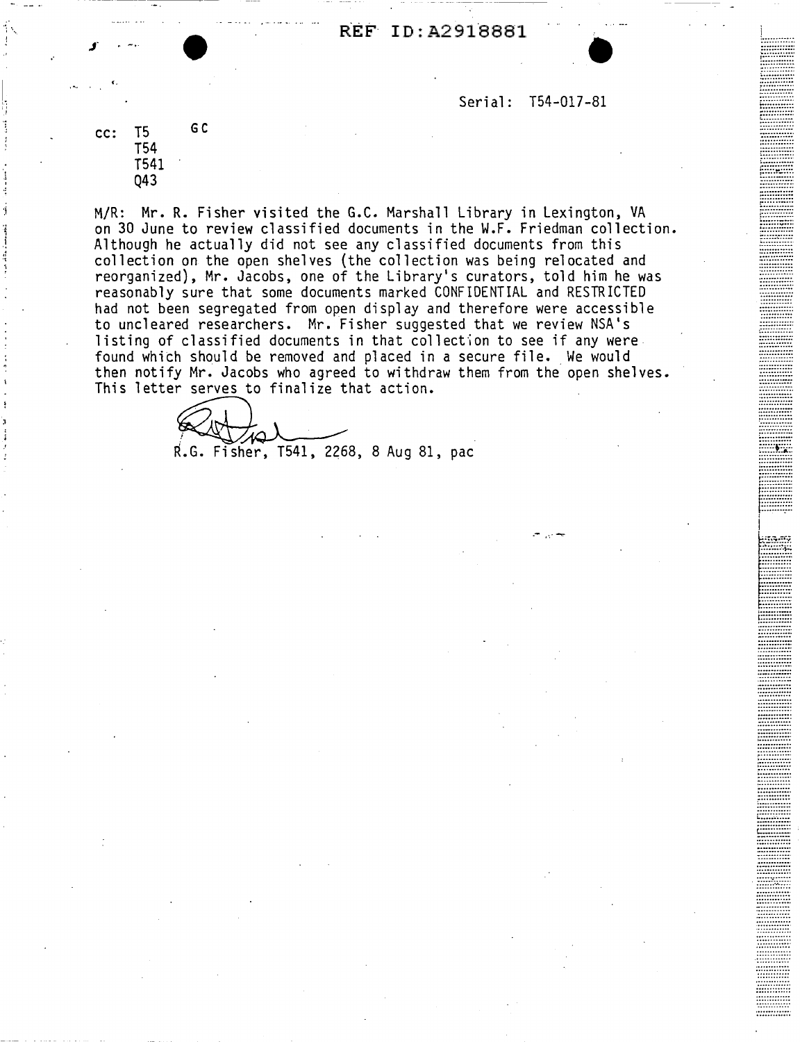REF ID:A2918881

Serial: T54-017-81

cc: T5 GC
T54
T541
Q43

M/R: Mr. R. Fisher visited the G.C. Marshall Library in Lexington, VA on 30 June to review classified documents in the W.F. Friedman collection. Although he actually did not see any classified documents from this collection on the open shelves (the collection was being relocated and reorganized), Mr. Jacobs, one of the Library's curators, told him he was reasonably sure that some documents marked CONFIDENTIAL and RESTRICTED had not been segregated from open display and therefore were accessible to uncleared researchers. Mr. Fisher suggested that we review NSA's listing of classified documents in that collection to see if any were found which should be removed and placed in a secure file. We would then notify Mr. Jacobs who agreed to withdraw them from the open shelves. This letter serves to finalize that action.

R.G. Fisher, T541, 2268, 8 Aug 81, pac